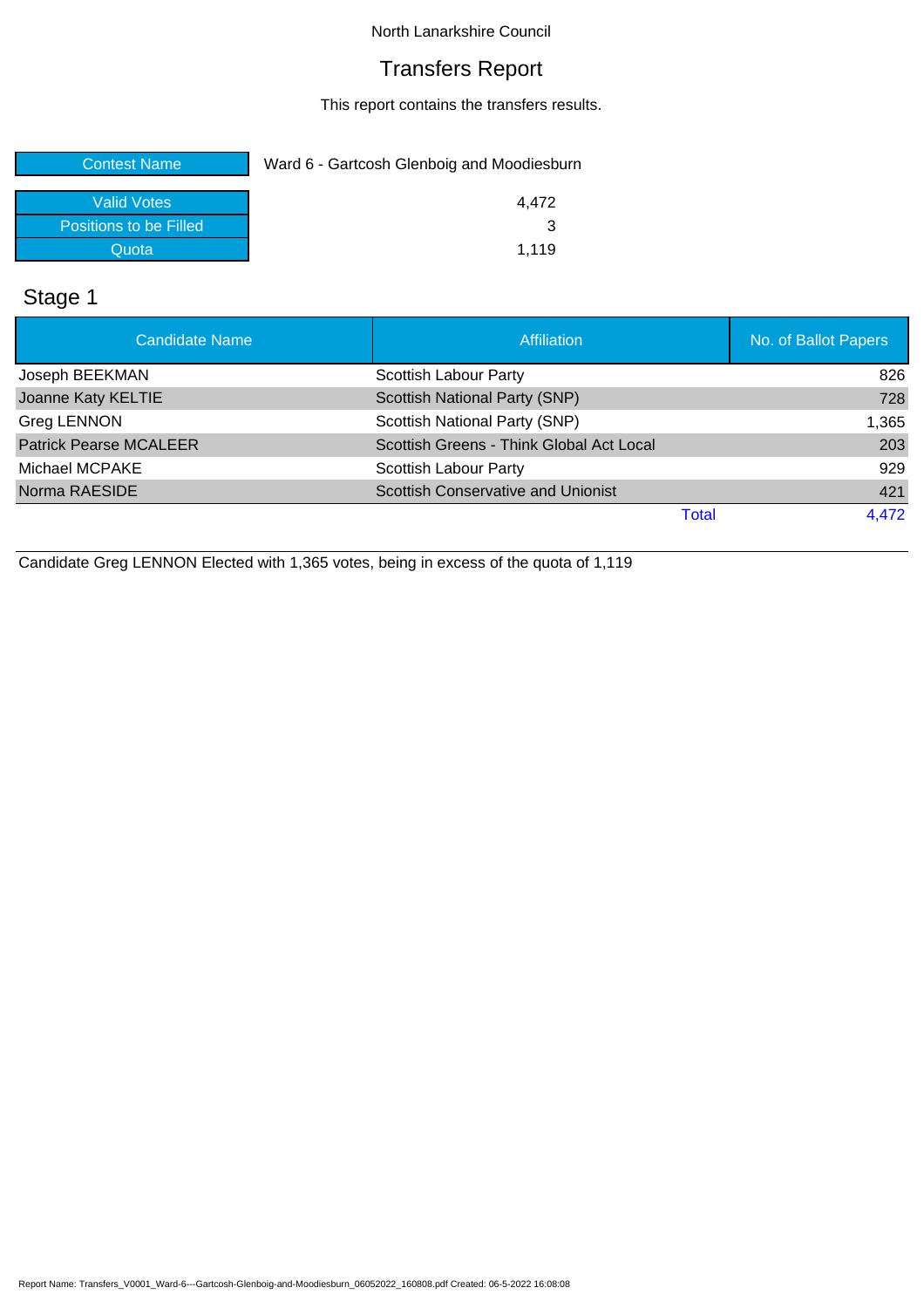North Lanarkshire Council

# Transfers Report

This report contains the transfers results.

| Contest Name | Ward 6 - Gartcosh Glenboig and Moodiesburn |
|---|---|

| | |
|---|---|
| Valid Votes | 4,472 |
| Positions to be Filled | 3 |
| Quota | 1,119 |

## Stage 1

| Candidate Name | Affiliation | No. of Ballot Papers |
|---|---|---|
| Joseph BEEKMAN | Scottish Labour Party | 826 |
| Joanne Katy KELTIE | Scottish National Party (SNP) | 728 |
| Greg LENNON | Scottish National Party (SNP) | 1,365 |
| Patrick Pearse MCALEER | Scottish Greens - Think Global Act Local | 203 |
| Michael MCPAKE | Scottish Labour Party | 929 |
| Norma RAESIDE | Scottish Conservative and Unionist | 421 |
| | Total | 4,472 |

Candidate Greg LENNON Elected with 1,365 votes, being in excess of the quota of 1,119

Report Name: Transfers_V0001_Ward-6---Gartcosh-Glenboig-and-Moodiesburn_06052022_160808.pdf Created: 06-5-2022 16:08:08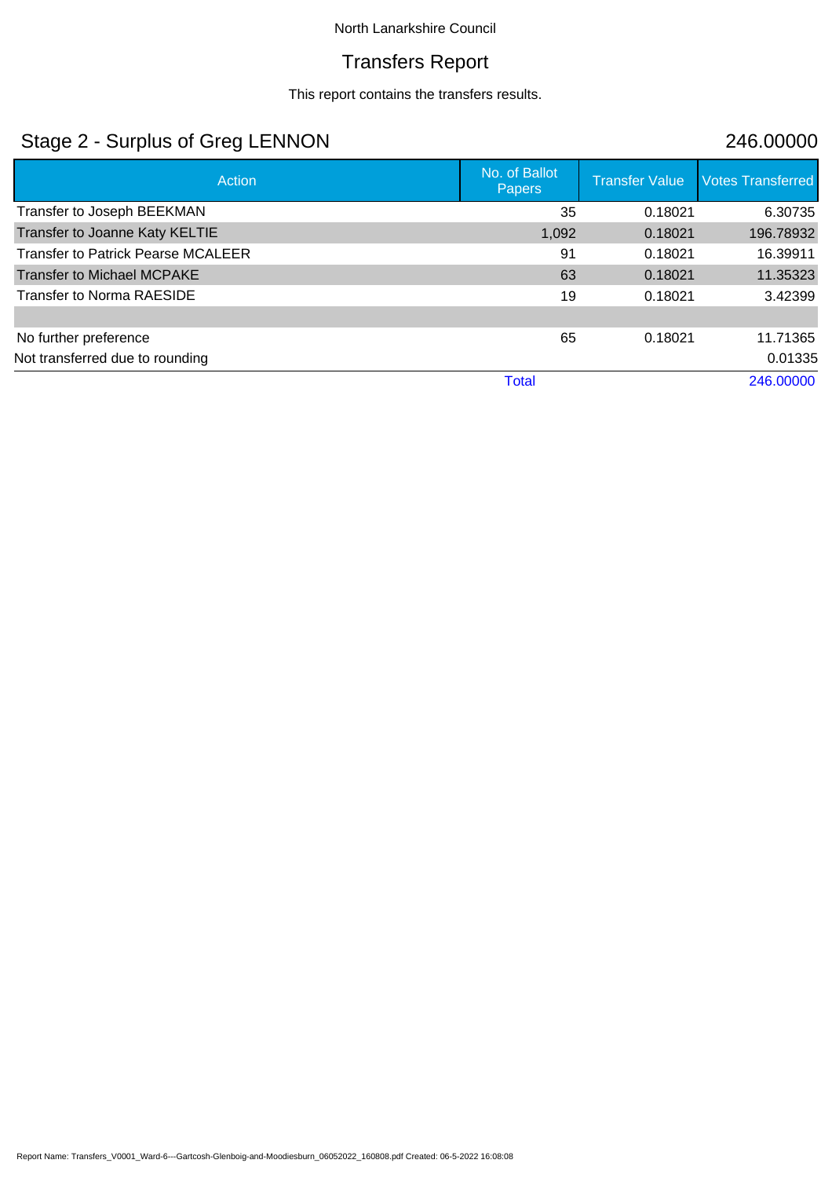North Lanarkshire Council

# Transfers Report

This report contains the transfers results.

## Stage 2 - Surplus of Greg LENNON 246.00000

| Action | No. of Ballot Papers | Transfer Value | Votes Transferred |
|---|---|---|---|
| Transfer to Joseph BEEKMAN | 35 | 0.18021 | 6.30735 |
| Transfer to Joanne Katy KELTIE | 1,092 | 0.18021 | 196.78932 |
| Transfer to Patrick Pearse MCALEER | 91 | 0.18021 | 16.39911 |
| Transfer to Michael MCPAKE | 63 | 0.18021 | 11.35323 |
| Transfer to Norma RAESIDE | 19 | 0.18021 | 3.42399 |
| | | | |
| No further preference | 65 | 0.18021 | 11.71365 |
| Not transferred due to rounding | | | 0.01335 |
| | Total | | 246.00000 |

Report Name: Transfers_V0001_Ward-6---Gartcosh-Glenboig-and-Moodiesburn_06052022_160808.pdf Created: 06-5-2022 16:08:08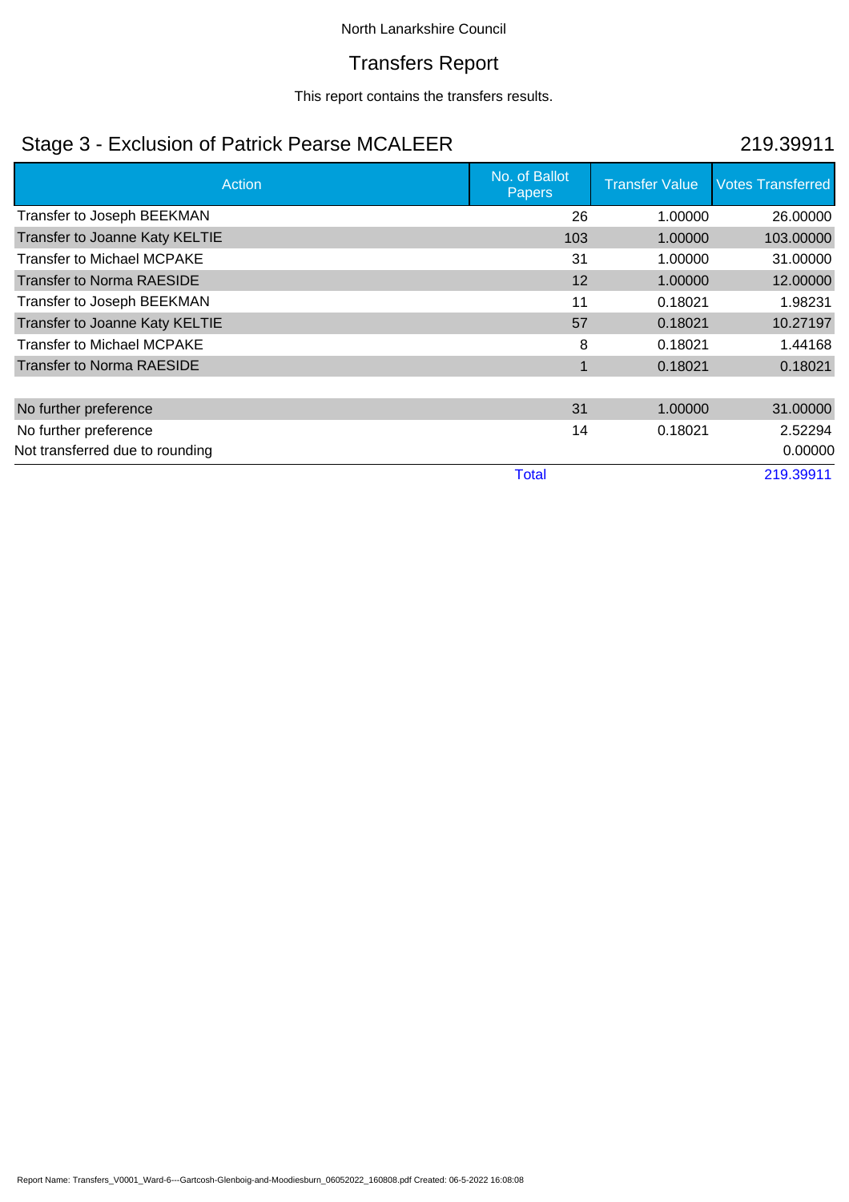North Lanarkshire Council

# Transfers Report

This report contains the transfers results.

## Stage 3 - Exclusion of Patrick Pearse MCALEER 219.39911

| Action | No. of Ballot Papers | Transfer Value | Votes Transferred |
|---|---|---|---|
| Transfer to Joseph BEEKMAN | 26 | 1.00000 | 26.00000 |
| Transfer to Joanne Katy KELTIE | 103 | 1.00000 | 103.00000 |
| Transfer to Michael MCPAKE | 31 | 1.00000 | 31.00000 |
| Transfer to Norma RAESIDE | 12 | 1.00000 | 12.00000 |
| Transfer to Joseph BEEKMAN | 11 | 0.18021 | 1.98231 |
| Transfer to Joanne Katy KELTIE | 57 | 0.18021 | 10.27197 |
| Transfer to Michael MCPAKE | 8 | 0.18021 | 1.44168 |
| Transfer to Norma RAESIDE | 1 | 0.18021 | 0.18021 |
| | | | |
| No further preference | 31 | 1.00000 | 31.00000 |
| No further preference | 14 | 0.18021 | 2.52294 |
| Not transferred due to rounding | | | 0.00000 |
| | Total | | 219.39911 |

Report Name: Transfers_V0001_Ward-6---Gartcosh-Glenboig-and-Moodiesburn_06052022_160808.pdf Created: 06-5-2022 16:08:08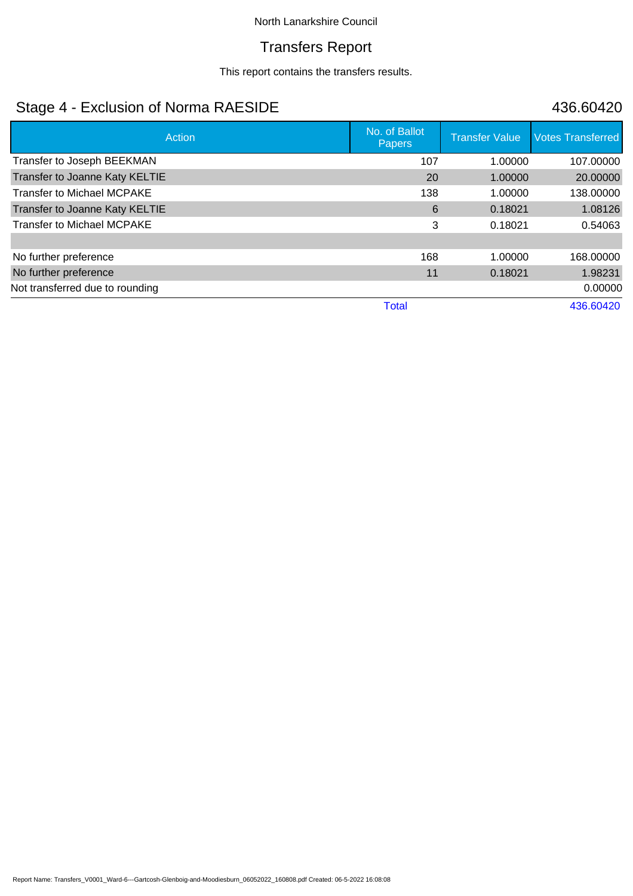North Lanarkshire Council

# Transfers Report

This report contains the transfers results.

## Stage 4 - Exclusion of Norma RAESIDE — 436.60420

| Action | No. of Ballot Papers | Transfer Value | Votes Transferred |
|---|---|---|---|
| Transfer to Joseph BEEKMAN | 107 | 1.00000 | 107.00000 |
| Transfer to Joanne Katy KELTIE | 20 | 1.00000 | 20.00000 |
| Transfer to Michael MCPAKE | 138 | 1.00000 | 138.00000 |
| Transfer to Joanne Katy KELTIE | 6 | 0.18021 | 1.08126 |
| Transfer to Michael MCPAKE | 3 | 0.18021 | 0.54063 |
| | | | |
| No further preference | 168 | 1.00000 | 168.00000 |
| No further preference | 11 | 0.18021 | 1.98231 |
| Not transferred due to rounding | | | 0.00000 |
| | Total | | 436.60420 |

Report Name: Transfers_V0001_Ward-6---Gartcosh-Glenboig-and-Moodiesburn_06052022_160808.pdf Created: 06-5-2022 16:08:08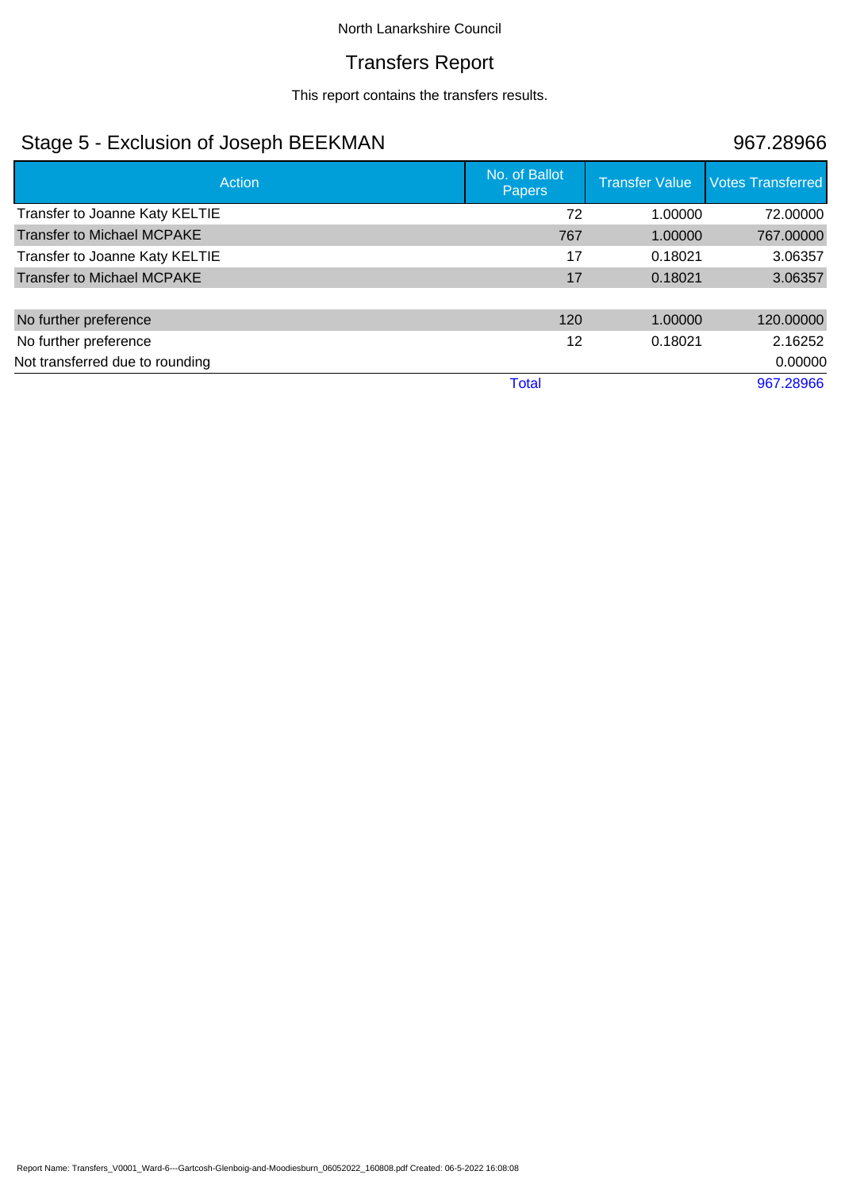North Lanarkshire Council

# Transfers Report

This report contains the transfers results.

## Stage 5 - Exclusion of Joseph BEEKMAN

967.28966

| Action | No. of Ballot Papers | Transfer Value | Votes Transferred |
|---|---|---|---|
| Transfer to Joanne Katy KELTIE | 72 | 1.00000 | 72.00000 |
| Transfer to Michael MCPAKE | 767 | 1.00000 | 767.00000 |
| Transfer to Joanne Katy KELTIE | 17 | 0.18021 | 3.06357 |
| Transfer to Michael MCPAKE | 17 | 0.18021 | 3.06357 |
| | | | |
| No further preference | 120 | 1.00000 | 120.00000 |
| No further preference | 12 | 0.18021 | 2.16252 |
| Not transferred due to rounding | | | 0.00000 |
| | Total | | 967.28966 |

Report Name: Transfers_V0001_Ward-6---Gartcosh-Glenboig-and-Moodiesburn_06052022_160808.pdf Created: 06-5-2022 16:08:08